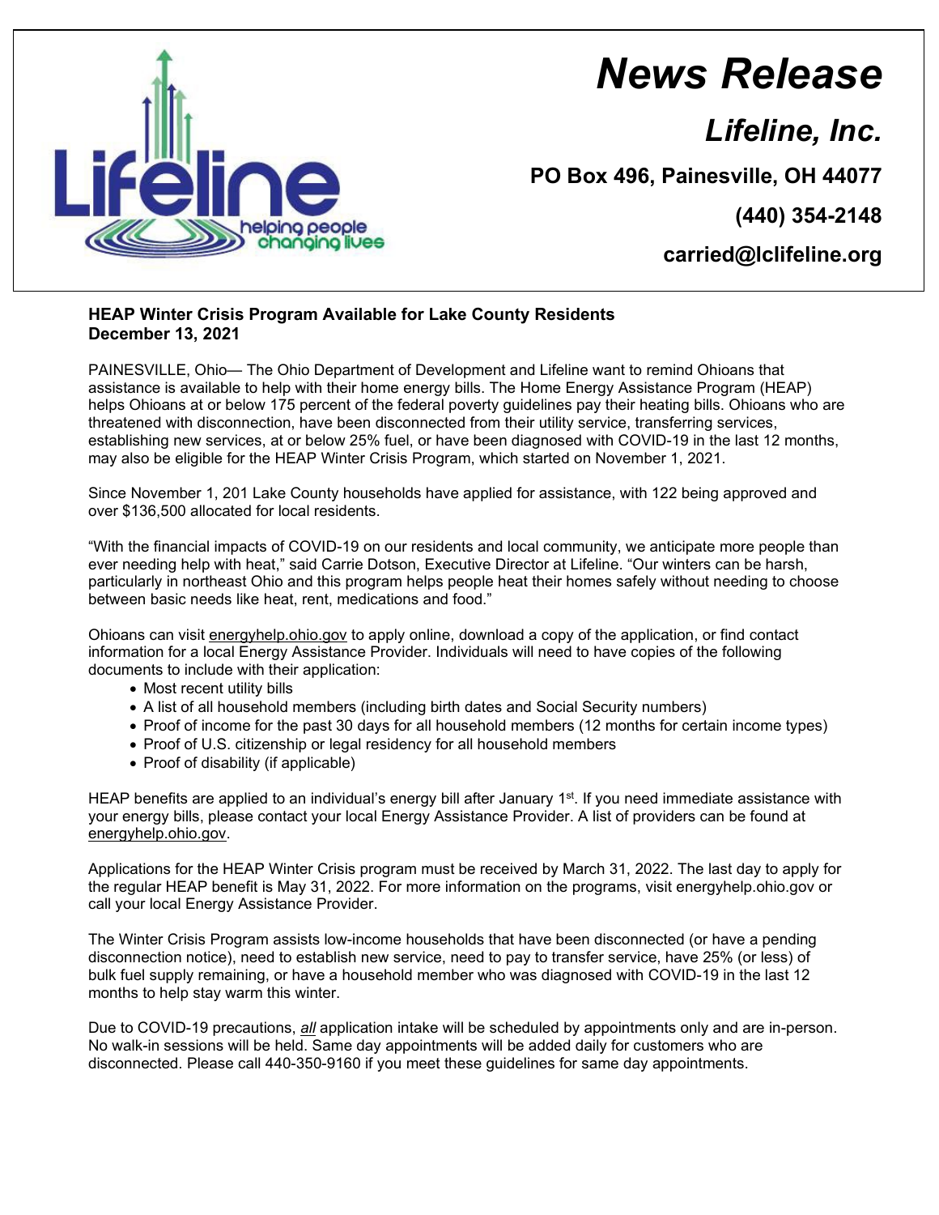# News Release

## Lifeline, Inc.

**PO Box 496, Painesville, OH 44077**

**(440) 354-2148**

**carried@lclifeline.org**

**HEAP Winter Crisis Program Available for Lake County Residents**
**December 13, 2021**

PAINESVILLE, Ohio— The Ohio Department of Development and Lifeline want to remind Ohioans that assistance is available to help with their home energy bills. The Home Energy Assistance Program (HEAP) helps Ohioans at or below 175 percent of the federal poverty guidelines pay their heating bills. Ohioans who are threatened with disconnection, have been disconnected from their utility service, transferring services, establishing new services, at or below 25% fuel, or have been diagnosed with COVID-19 in the last 12 months, may also be eligible for the HEAP Winter Crisis Program, which started on November 1, 2021.

Since November 1, 201 Lake County households have applied for assistance, with 122 being approved and over $136,500 allocated for local residents.

"With the financial impacts of COVID-19 on our residents and local community, we anticipate more people than ever needing help with heat," said Carrie Dotson, Executive Director at Lifeline. "Our winters can be harsh, particularly in northeast Ohio and this program helps people heat their homes safely without needing to choose between basic needs like heat, rent, medications and food."

Ohioans can visit energyhelp.ohio.gov to apply online, download a copy of the application, or find contact information for a local Energy Assistance Provider. Individuals will need to have copies of the following documents to include with their application:

- Most recent utility bills
- A list of all household members (including birth dates and Social Security numbers)
- Proof of income for the past 30 days for all household members (12 months for certain income types)
- Proof of U.S. citizenship or legal residency for all household members
- Proof of disability (if applicable)

HEAP benefits are applied to an individual's energy bill after January 1st. If you need immediate assistance with your energy bills, please contact your local Energy Assistance Provider. A list of providers can be found at energyhelp.ohio.gov.

Applications for the HEAP Winter Crisis program must be received by March 31, 2022. The last day to apply for the regular HEAP benefit is May 31, 2022. For more information on the programs, visit energyhelp.ohio.gov or call your local Energy Assistance Provider.

The Winter Crisis Program assists low-income households that have been disconnected (or have a pending disconnection notice), need to establish new service, need to pay to transfer service, have 25% (or less) of bulk fuel supply remaining, or have a household member who was diagnosed with COVID-19 in the last 12 months to help stay warm this winter.

Due to COVID-19 precautions, ***all*** application intake will be scheduled by appointments only and are in-person. No walk-in sessions will be held. Same day appointments will be added daily for customers who are disconnected. Please call 440-350-9160 if you meet these guidelines for same day appointments.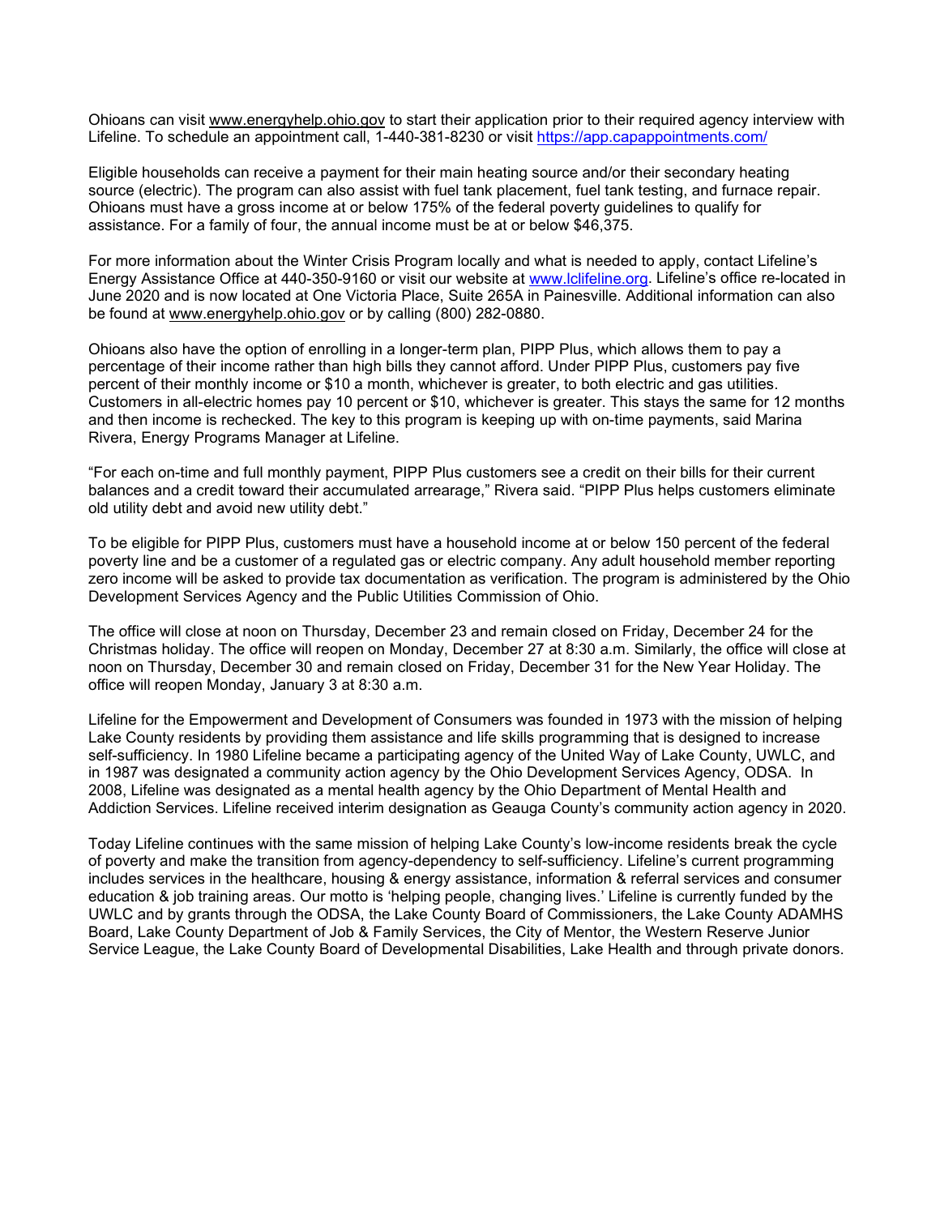Ohioans can visit www.energyhelp.ohio.gov to start their application prior to their required agency interview with Lifeline. To schedule an appointment call, 1-440-381-8230 or visit https://app.capappointments.com/

Eligible households can receive a payment for their main heating source and/or their secondary heating source (electric). The program can also assist with fuel tank placement, fuel tank testing, and furnace repair. Ohioans must have a gross income at or below 175% of the federal poverty guidelines to qualify for assistance. For a family of four, the annual income must be at or below $46,375.

For more information about the Winter Crisis Program locally and what is needed to apply, contact Lifeline's Energy Assistance Office at 440-350-9160 or visit our website at www.lclifeline.org. Lifeline's office re-located in June 2020 and is now located at One Victoria Place, Suite 265A in Painesville. Additional information can also be found at www.energyhelp.ohio.gov or by calling (800) 282-0880.

Ohioans also have the option of enrolling in a longer-term plan, PIPP Plus, which allows them to pay a percentage of their income rather than high bills they cannot afford. Under PIPP Plus, customers pay five percent of their monthly income or $10 a month, whichever is greater, to both electric and gas utilities. Customers in all-electric homes pay 10 percent or $10, whichever is greater. This stays the same for 12 months and then income is rechecked. The key to this program is keeping up with on-time payments, said Marina Rivera, Energy Programs Manager at Lifeline.

"For each on-time and full monthly payment, PIPP Plus customers see a credit on their bills for their current balances and a credit toward their accumulated arrearage," Rivera said. "PIPP Plus helps customers eliminate old utility debt and avoid new utility debt."

To be eligible for PIPP Plus, customers must have a household income at or below 150 percent of the federal poverty line and be a customer of a regulated gas or electric company. Any adult household member reporting zero income will be asked to provide tax documentation as verification. The program is administered by the Ohio Development Services Agency and the Public Utilities Commission of Ohio.

The office will close at noon on Thursday, December 23 and remain closed on Friday, December 24 for the Christmas holiday. The office will reopen on Monday, December 27 at 8:30 a.m. Similarly, the office will close at noon on Thursday, December 30 and remain closed on Friday, December 31 for the New Year Holiday. The office will reopen Monday, January 3 at 8:30 a.m.

Lifeline for the Empowerment and Development of Consumers was founded in 1973 with the mission of helping Lake County residents by providing them assistance and life skills programming that is designed to increase self-sufficiency. In 1980 Lifeline became a participating agency of the United Way of Lake County, UWLC, and in 1987 was designated a community action agency by the Ohio Development Services Agency, ODSA. In 2008, Lifeline was designated as a mental health agency by the Ohio Department of Mental Health and Addiction Services. Lifeline received interim designation as Geauga County's community action agency in 2020.

Today Lifeline continues with the same mission of helping Lake County's low-income residents break the cycle of poverty and make the transition from agency-dependency to self-sufficiency. Lifeline's current programming includes services in the healthcare, housing & energy assistance, information & referral services and consumer education & job training areas. Our motto is 'helping people, changing lives.' Lifeline is currently funded by the UWLC and by grants through the ODSA, the Lake County Board of Commissioners, the Lake County ADAMHS Board, Lake County Department of Job & Family Services, the City of Mentor, the Western Reserve Junior Service League, the Lake County Board of Developmental Disabilities, Lake Health and through private donors.